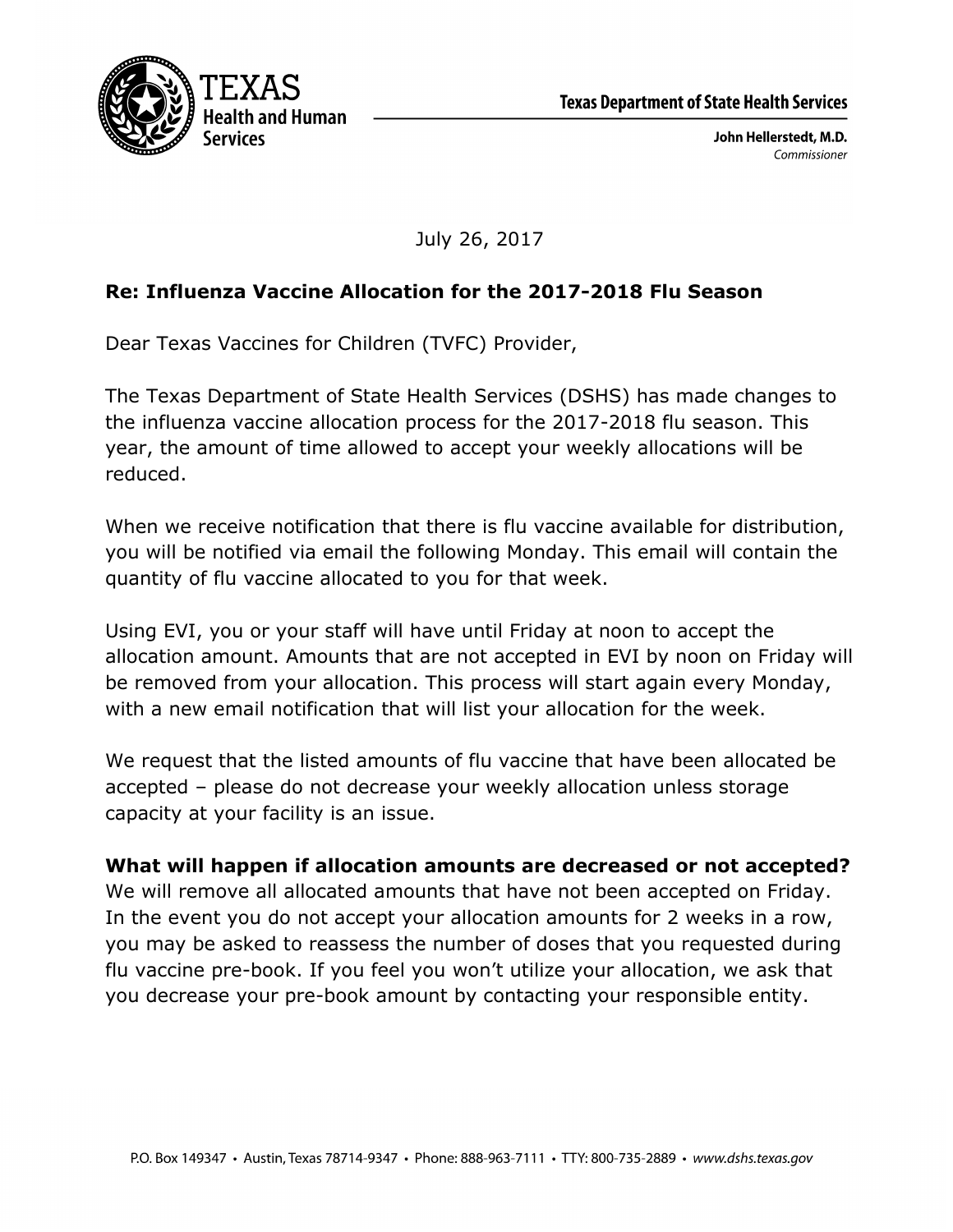TEXAS Health and Human Services

Texas Department of State Health Services

**John Hellerstedt, M.D.**
*Commissioner*

July 26, 2017

**Re: Influenza Vaccine Allocation for the 2017-2018 Flu Season**

Dear Texas Vaccines for Children (TVFC) Provider,

The Texas Department of State Health Services (DSHS) has made changes to the influenza vaccine allocation process for the 2017-2018 flu season. This year, the amount of time allowed to accept your weekly allocations will be reduced.

When we receive notification that there is flu vaccine available for distribution, you will be notified via email the following Monday. This email will contain the quantity of flu vaccine allocated to you for that week.

Using EVI, you or your staff will have until Friday at noon to accept the allocation amount. Amounts that are not accepted in EVI by noon on Friday will be removed from your allocation. This process will start again every Monday, with a new email notification that will list your allocation for the week.

We request that the listed amounts of flu vaccine that have been allocated be accepted – please do not decrease your weekly allocation unless storage capacity at your facility is an issue.

**What will happen if allocation amounts are decreased or not accepted?**
We will remove all allocated amounts that have not been accepted on Friday. In the event you do not accept your allocation amounts for 2 weeks in a row, you may be asked to reassess the number of doses that you requested during flu vaccine pre-book. If you feel you won't utilize your allocation, we ask that you decrease your pre-book amount by contacting your responsible entity.

P.O. Box 149347 • Austin, Texas 78714-9347 • Phone: 888-963-7111 • TTY: 800-735-2889 • *www.dshs.texas.gov*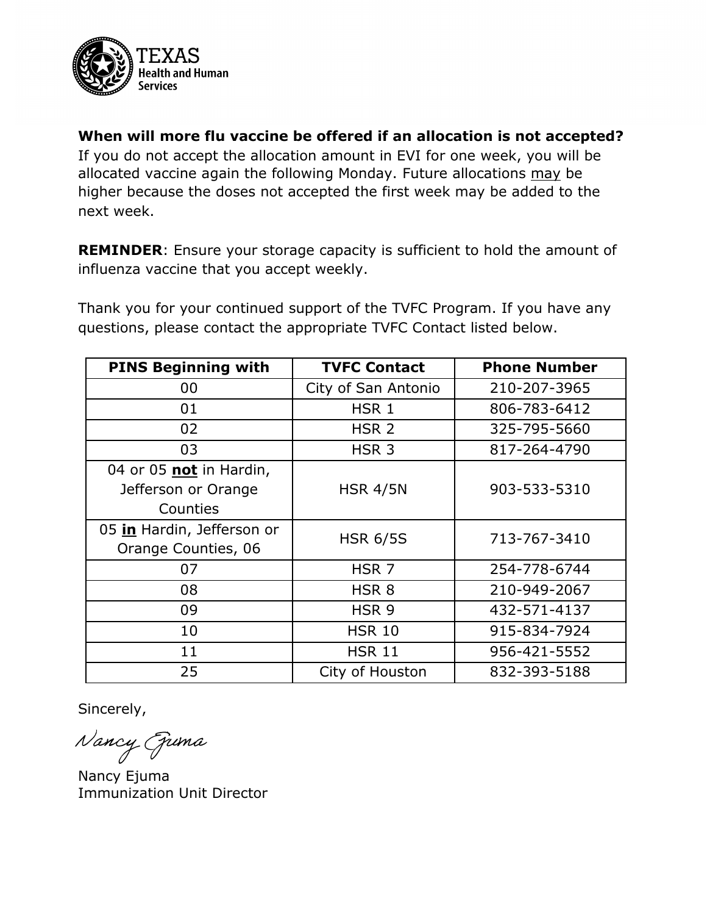**When will more flu vaccine be offered if an allocation is not accepted?**
If you do not accept the allocation amount in EVI for one week, you will be allocated vaccine again the following Monday. Future allocations <u>may</u> be higher because the doses not accepted the first week may be added to the next week.

**REMINDER**: Ensure your storage capacity is sufficient to hold the amount of influenza vaccine that you accept weekly.

Thank you for your continued support of the TVFC Program. If you have any questions, please contact the appropriate TVFC Contact listed below.

| PINS Beginning with | TVFC Contact | Phone Number |
|---|---|---|
| 00 | City of San Antonio | 210-207-3965 |
| 01 | HSR 1 | 806-783-6412 |
| 02 | HSR 2 | 325-795-5660 |
| 03 | HSR 3 | 817-264-4790 |
| 04 or 05 **<u>not</u>** in Hardin, Jefferson or Orange Counties | HSR 4/5N | 903-533-5310 |
| 05 **<u>in</u>** Hardin, Jefferson or Orange Counties, 06 | HSR 6/5S | 713-767-3410 |
| 07 | HSR 7 | 254-778-6744 |
| 08 | HSR 8 | 210-949-2067 |
| 09 | HSR 9 | 432-571-4137 |
| 10 | HSR 10 | 915-834-7924 |
| 11 | HSR 11 | 956-421-5552 |
| 25 | City of Houston | 832-393-5188 |

Sincerely,

Nancy Ejuma

Nancy Ejuma
Immunization Unit Director